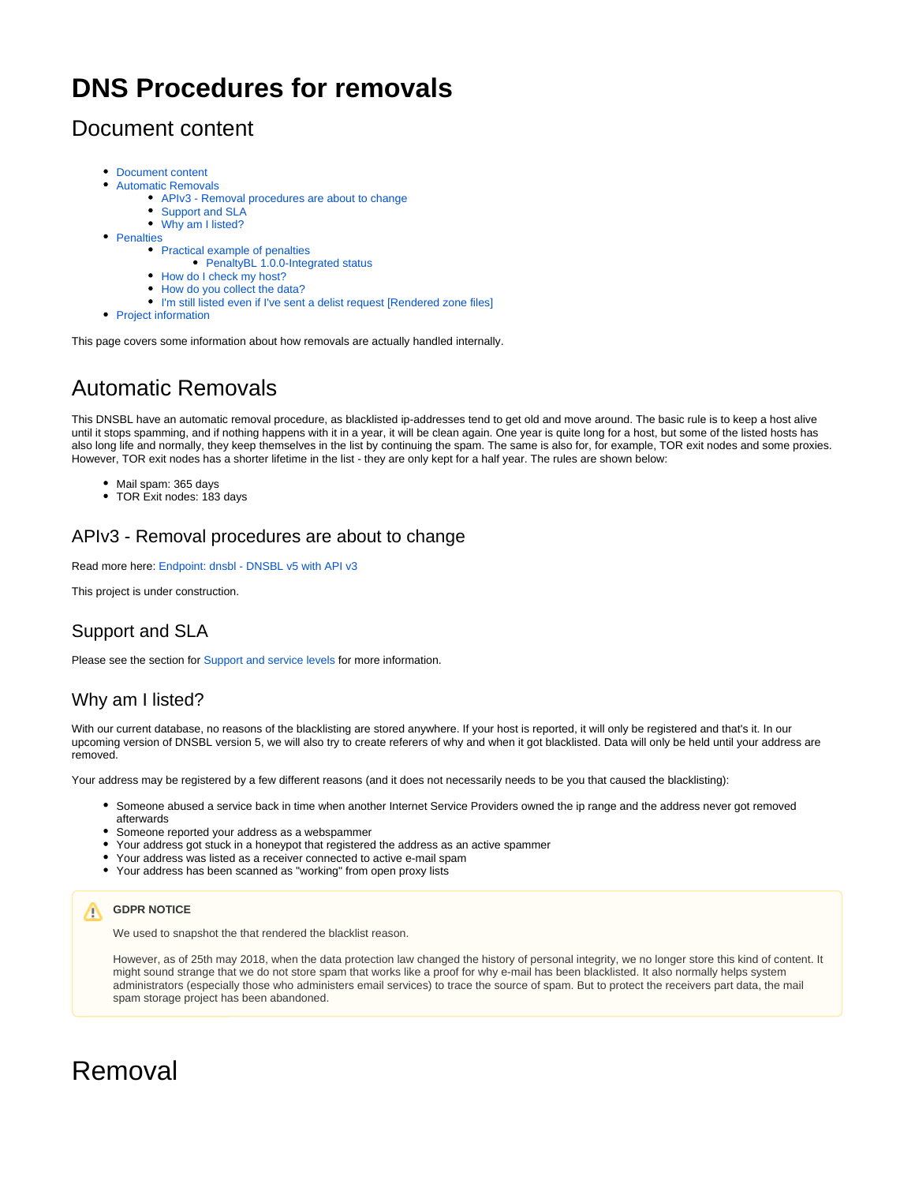# DNS Procedures for removals

## Document content

- Document content
- Automatic Removals
    - APIv3 - Removal procedures are about to change
    - Support and SLA
    - Why am I listed?
- Penalties
    - Practical example of penalties
        - PenaltyBL 1.0.0-Integrated status
    - How do I check my host?
    - How do you collect the data?
    - I'm still listed even if I've sent a delist request [Rendered zone files]
- Project information

This page covers some information about how removals are actually handled internally.

## Automatic Removals

This DNSBL have an automatic removal procedure, as blacklisted ip-addresses tend to get old and move around. The basic rule is to keep a host alive until it stops spamming, and if nothing happens with it in a year, it will be clean again. One year is quite long for a host, but some of the listed hosts has also long life and normally, they keep themselves in the list by continuing the spam. The same is also for, for example, TOR exit nodes and some proxies. However, TOR exit nodes has a shorter lifetime in the list - they are only kept for a half year. The rules are shown below:

- Mail spam: 365 days
- TOR Exit nodes: 183 days

### APIv3 - Removal procedures are about to change

Read more here: Endpoint: dnsbl - DNSBL v5 with API v3

This project is under construction.

### Support and SLA

Please see the section for Support and service levels for more information.

### Why am I listed?

With our current database, no reasons of the blacklisting are stored anywhere. If your host is reported, it will only be registered and that's it. In our upcoming version of DNSBL version 5, we will also try to create referers of why and when it got blacklisted. Data will only be held until your address are removed.

Your address may be registered by a few different reasons (and it does not necessarily needs to be you that caused the blacklisting):

- Someone abused a service back in time when another Internet Service Providers owned the ip range and the address never got removed afterwards
- Someone reported your address as a webspammer
- Your address got stuck in a honeypot that registered the address as an active spammer
- Your address was listed as a receiver connected to active e-mail spam
- Your address has been scanned as "working" from open proxy lists

> **GDPR NOTICE**
>
> We used to snapshot the that rendered the blacklist reason.
>
> However, as of 25th may 2018, when the data protection law changed the history of personal integrity, we no longer store this kind of content. It might sound strange that we do not store spam that works like a proof for why e-mail has been blacklisted. It also normally helps system administrators (especially those who administers email services) to trace the source of spam. But to protect the receivers part data, the mail spam storage project has been abandoned.

# Removal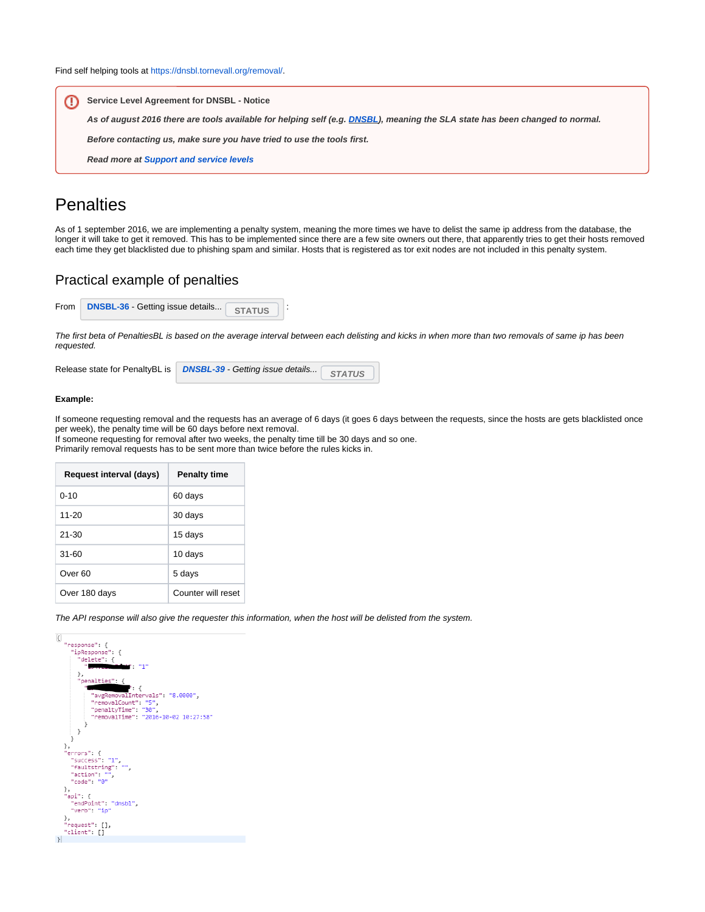Find self helping tools at https://dnsbl.tornevall.org/removal/.

> **Service Level Agreement for DNSBL - Notice**
>
> ***As of august 2016 there are tools available for helping self (e.g. [DNSBL](DNSBL)), meaning the SLA state has been changed to normal.***
>
> ***Before contacting us, make sure you have tried to use the tools first.***
>
> ***Read more at Support and service levels***

# Penalties

As of 1 september 2016, we are implementing a penalty system, meaning the more times we have to delist the same ip address from the database, the longer it will take to get it removed. This has to be implemented since there are a few site owners out there, that apparently tries to get their hosts removed each time they get blacklisted due to phishing spam and similar. Hosts that is registered as tor exit nodes are not included in this penalty system.

## Practical example of penalties

From **DNSBL-36** - Getting issue details... STATUS :

*The first beta of PenaltiesBL is based on the average interval between each delisting and kicks in when more than two removals of same ip has been requested.*

Release state for PenaltyBL is ***DNSBL-39** - Getting issue details...* STATUS

**Example:**

If someone requesting removal and the requests has an average of 6 days (it goes 6 days between the requests, since the hosts are gets blacklisted once per week), the penalty time will be 60 days before next removal.
If someone requesting for removal after two weeks, the penalty time till be 30 days and so one.
Primarily removal requests has to be sent more than twice before the rules kicks in.

| Request interval (days) | Penalty time |
|---|---|
| 0-10 | 60 days |
| 11-20 | 30 days |
| 21-30 | 15 days |
| 31-60 | 10 days |
| Over 60 | 5 days |
| Over 180 days | Counter will reset |

*The API response will also give the requester this information, when the host will be delisted from the system.*

```
{
  "response": {
    "ipResponse": {
      "delete": {
        "████████": "1"
      },
      "penalties": {
        "████████": {
          "avgRemovalIntervals": "8.0000",
          "removalCount": "5",
          "penaltyTime": "30",
          "removalTime": "2016-10-02 10:27:58"
        }
      }
    }
  },
  "errors": {
    "success": "1",
    "faultstring": "",
    "action": "",
    "code": "0"
  },
  "api": {
    "endPoint": "dnsbl",
    "verb": "ip"
  },
  "request": [],
  "client": []
}
```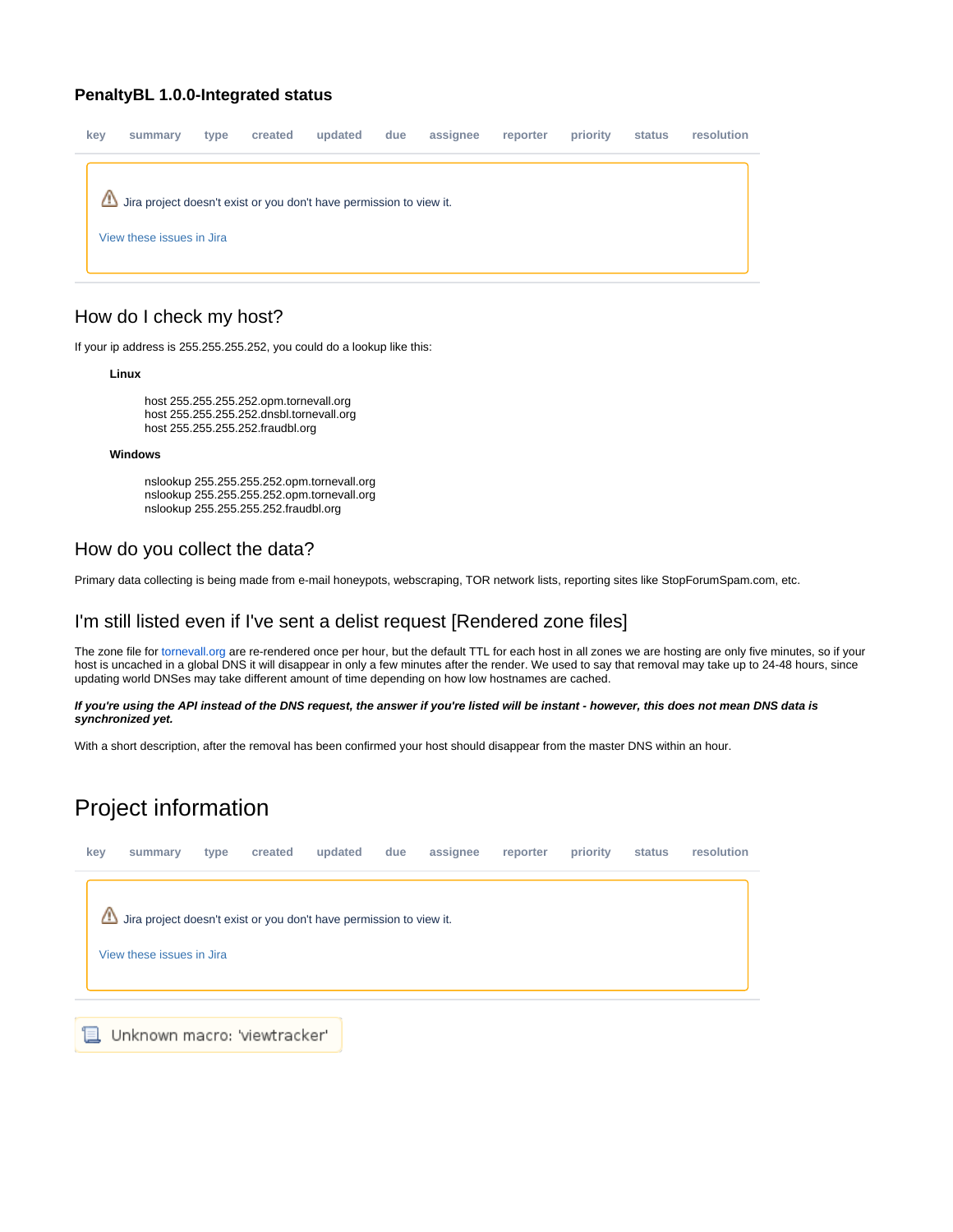### PenaltyBL 1.0.0-Integrated status

| key | summary | type | created | updated | due | assignee | reporter | priority | status | resolution |
|---|---|---|---|---|---|---|---|---|---|---|

Jira project doesn't exist or you don't have permission to view it.

View these issues in Jira

## How do I check my host?

If your ip address is 255.255.255.252, you could do a lookup like this:

**Linux**

```
host 255.255.255.252.opm.tornevall.org
host 255.255.255.252.dnsbl.tornevall.org
host 255.255.255.252.fraudbl.org
```

**Windows**

```
nslookup 255.255.255.252.opm.tornevall.org
nslookup 255.255.255.252.opm.tornevall.org
nslookup 255.255.255.252.fraudbl.org
```

## How do you collect the data?

Primary data collecting is being made from e-mail honeypots, webscraping, TOR network lists, reporting sites like StopForumSpam.com, etc.

## I'm still listed even if I've sent a delist request [Rendered zone files]

The zone file for tornevall.org are re-rendered once per hour, but the default TTL for each host in all zones we are hosting are only five minutes, so if your host is uncached in a global DNS it will disappear in only a few minutes after the render. We used to say that removal may take up to 24-48 hours, since updating world DNSes may take different amount of time depending on how low hostnames are cached.

***If you're using the API instead of the DNS request, the answer if you're listed will be instant - however, this does not mean DNS data is synchronized yet.***

With a short description, after the removal has been confirmed your host should disappear from the master DNS within an hour.

# Project information

| key | summary | type | created | updated | due | assignee | reporter | priority | status | resolution |
|---|---|---|---|---|---|---|---|---|---|---|

Jira project doesn't exist or you don't have permission to view it.

View these issues in Jira

Unknown macro: 'viewtracker'